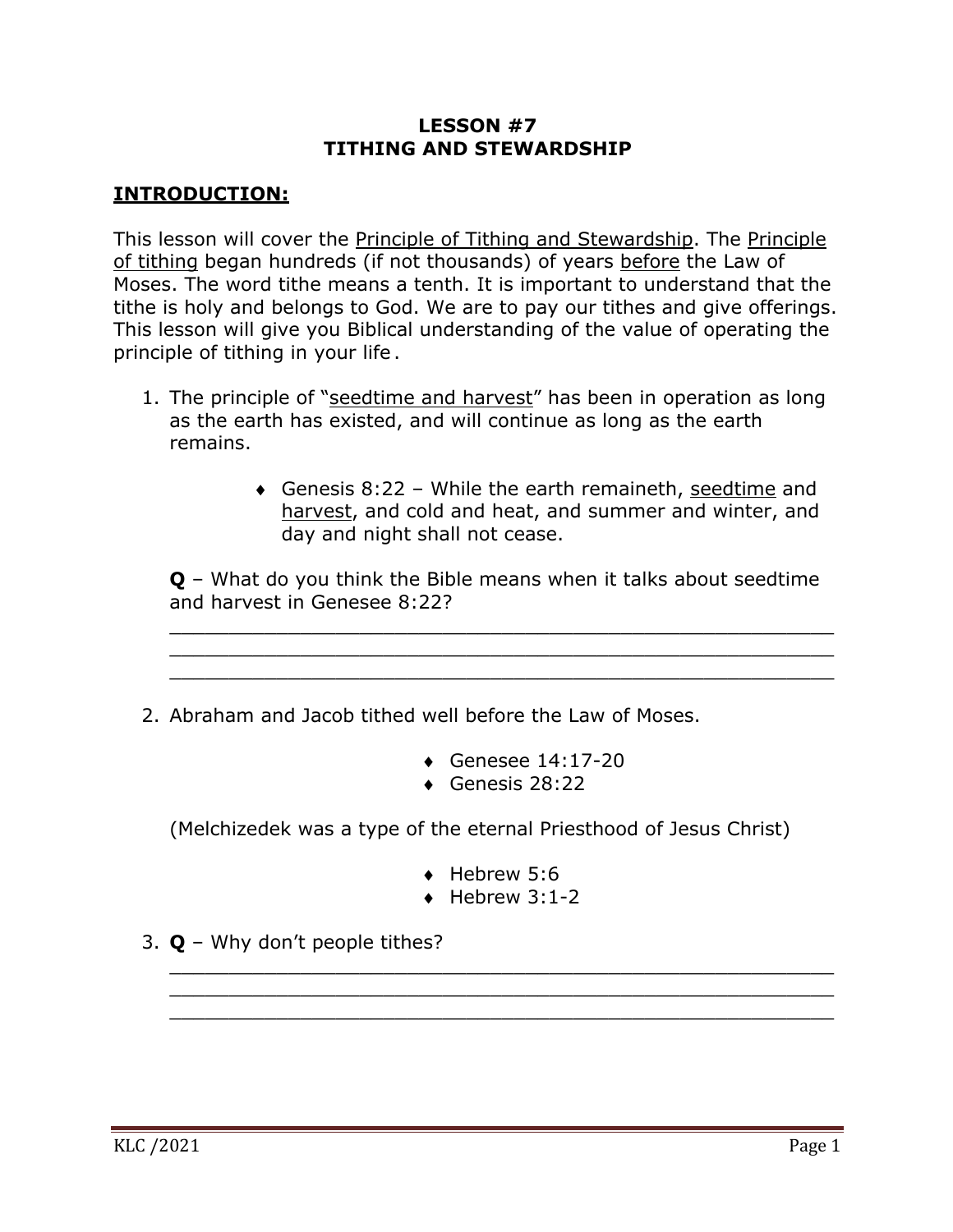# LESSON #7
# TITHING AND STEWARDSHIP

## INTRODUCTION:

This lesson will cover the Principle of Tithing and Stewardship. The Principle of tithing began hundreds (if not thousands) of years before the Law of Moses. The word tithe means a tenth. It is important to understand that the tithe is holy and belongs to God. We are to pay our tithes and give offerings. This lesson will give you Biblical understanding of the value of operating the principle of tithing in your life.

1. The principle of "seedtime and harvest" has been in operation as long as the earth has existed, and will continue as long as the earth remains.

   - Genesis 8:22 – While the earth remaineth, seedtime and harvest, and cold and heat, and summer and winter, and day and night shall not cease.

   **Q** – What do you think the Bible means when it talks about seedtime and harvest in Genesee 8:22?

   ______________________________________________________
   ______________________________________________________
   ______________________________________________________

2. Abraham and Jacob tithed well before the Law of Moses.

   - Genesee 14:17-20
   - Genesis 28:22

   (Melchizedek was a type of the eternal Priesthood of Jesus Christ)

   - Hebrew 5:6
   - Hebrew 3:1-2

3. **Q** – Why don't people tithes?

   ______________________________________________________
   ______________________________________________________
   ______________________________________________________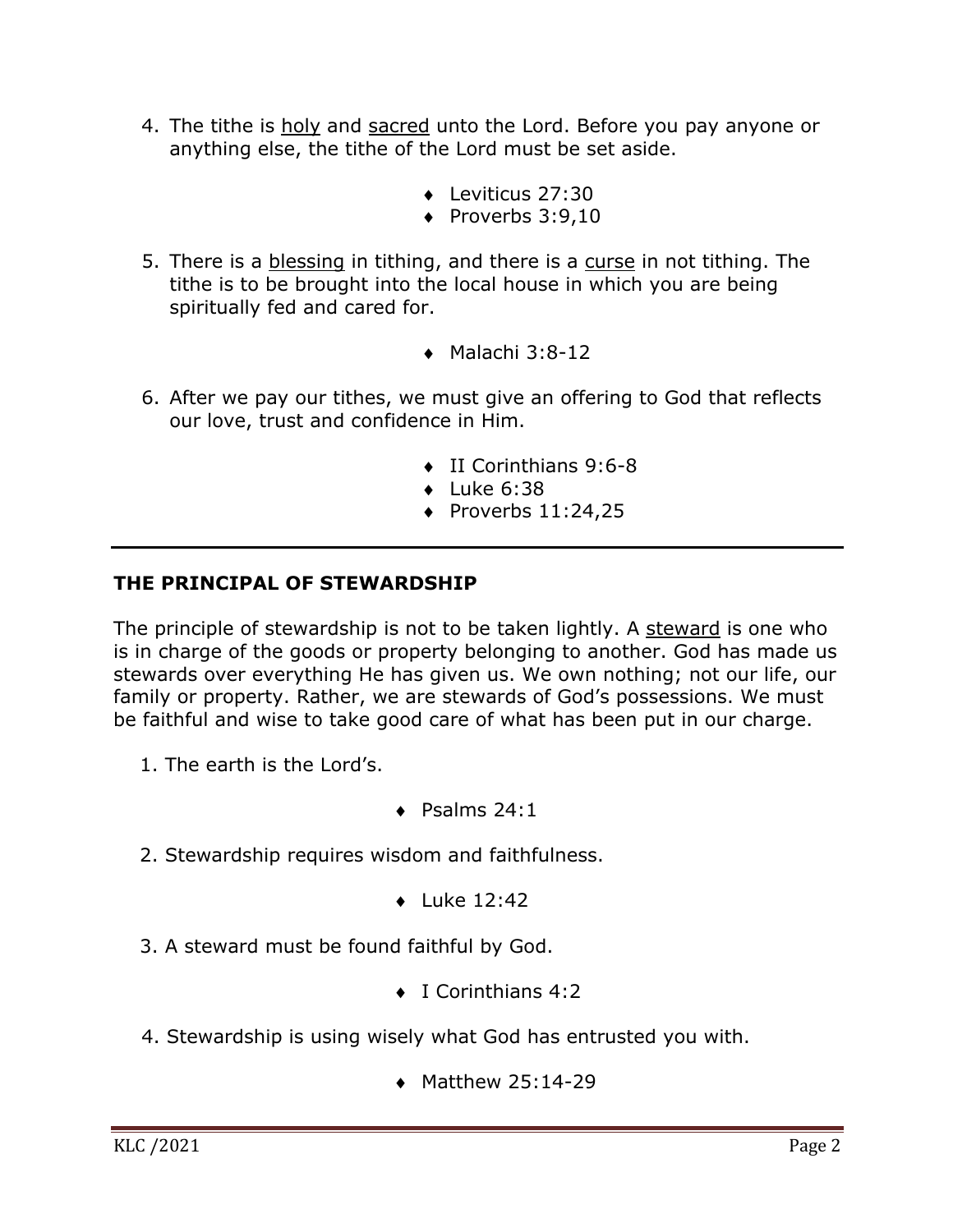4. The tithe is <u>holy</u> and <u>sacred</u> unto the Lord. Before you pay anyone or anything else, the tithe of the Lord must be set aside.

    - Leviticus 27:30
    - Proverbs 3:9,10

5. There is a <u>blessing</u> in tithing, and there is a <u>curse</u> in not tithing. The tithe is to be brought into the local house in which you are being spiritually fed and cared for.

    - Malachi 3:8-12

6. After we pay our tithes, we must give an offering to God that reflects our love, trust and confidence in Him.

    - II Corinthians 9:6-8
    - Luke 6:38
    - Proverbs 11:24,25

---

**THE PRINCIPAL OF STEWARDSHIP**

The principle of stewardship is not to be taken lightly. A <u>steward</u> is one who is in charge of the goods or property belonging to another. God has made us stewards over everything He has given us. We own nothing; not our life, our family or property. Rather, we are stewards of God's possessions. We must be faithful and wise to take good care of what has been put in our charge.

1. The earth is the Lord's.

    - Psalms 24:1

2. Stewardship requires wisdom and faithfulness.

    - Luke 12:42

3. A steward must be found faithful by God.

    - I Corinthians 4:2

4. Stewardship is using wisely what God has entrusted you with.

    - Matthew 25:14-29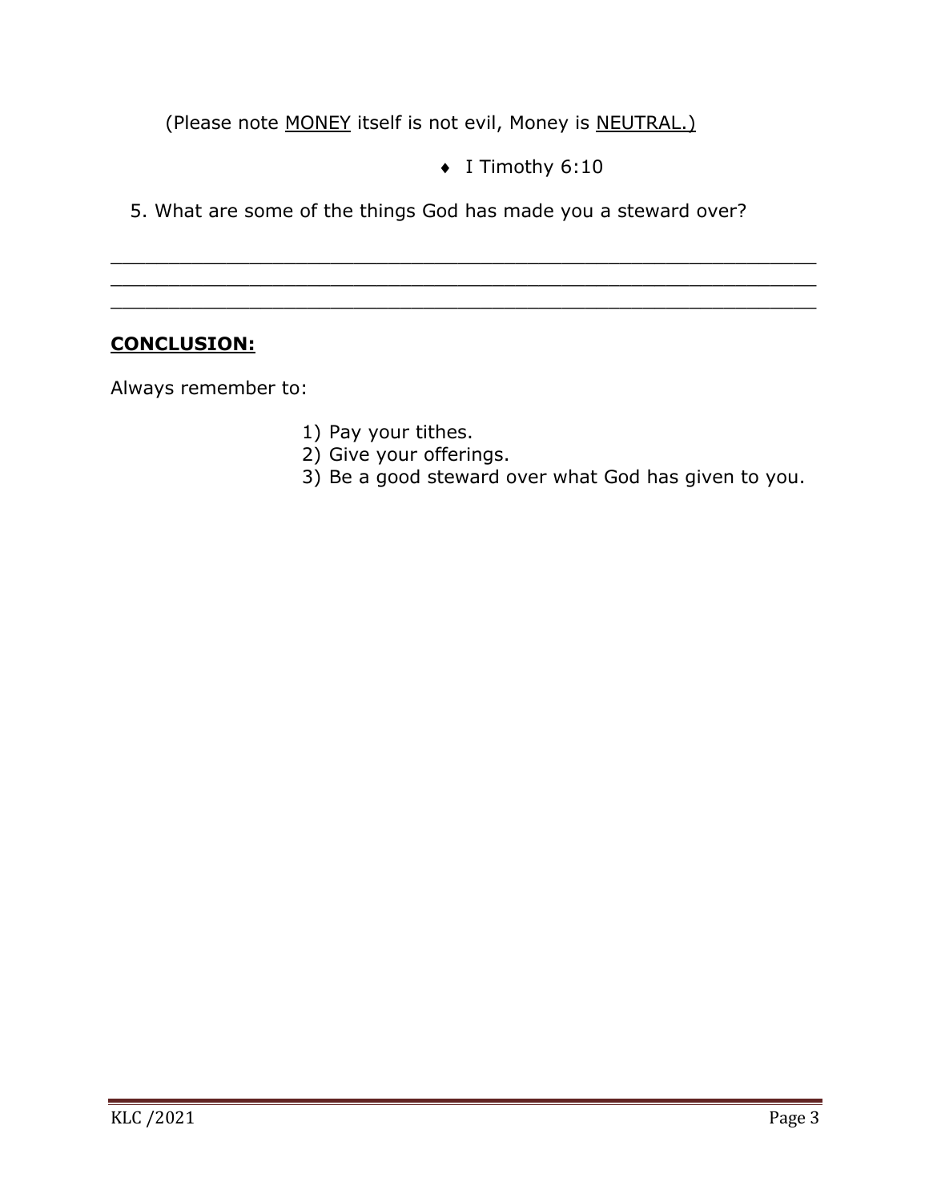(Please note MONEY itself is not evil, Money is NEUTRAL.)

- I Timothy 6:10

5. What are some of the things God has made you a steward over?

\_\_\_\_\_\_\_\_\_\_\_\_\_\_\_\_\_\_\_\_\_\_\_\_\_\_\_\_\_\_\_\_\_\_\_\_\_\_\_\_\_\_\_\_\_\_\_\_\_\_\_\_\_\_\_\_\_\_\_\_
\_\_\_\_\_\_\_\_\_\_\_\_\_\_\_\_\_\_\_\_\_\_\_\_\_\_\_\_\_\_\_\_\_\_\_\_\_\_\_\_\_\_\_\_\_\_\_\_\_\_\_\_\_\_\_\_\_\_\_\_
\_\_\_\_\_\_\_\_\_\_\_\_\_\_\_\_\_\_\_\_\_\_\_\_\_\_\_\_\_\_\_\_\_\_\_\_\_\_\_\_\_\_\_\_\_\_\_\_\_\_\_\_\_\_\_\_\_\_\_\_

**CONCLUSION:**

Always remember to:

1) Pay your tithes.
2) Give your offerings.
3) Be a good steward over what God has given to you.